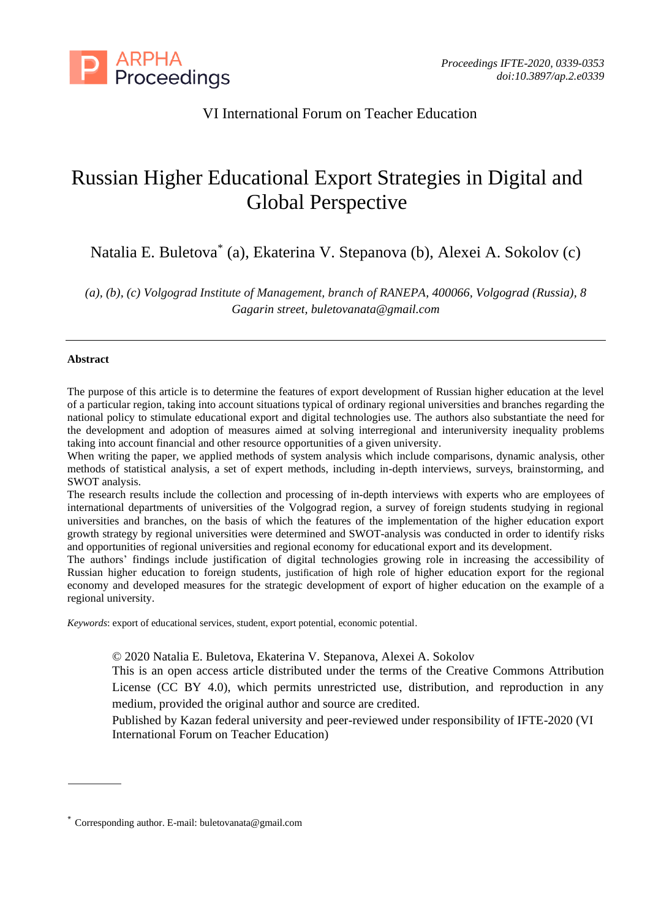VI International Forum on Teacher Education

# Russian Higher Educational Export Strategies in Digital and Global Perspective

Natalia E. Buletova* (a), Ekaterina V. Stepanova (b), Alexei A. Sokolov (c)

*(a), (b), (c) Volgograd Institute of Management, branch of RANEPA, 400066, Volgograd (Russia), 8 Gagarin street, buletovanata@gmail.com*

---

**Abstract**

The purpose of this article is to determine the features of export development of Russian higher education at the level of a particular region, taking into account situations typical of ordinary regional universities and branches regarding the national policy to stimulate educational export and digital technologies use. The authors also substantiate the need for the development and adoption of measures aimed at solving interregional and interuniversity inequality problems taking into account financial and other resource opportunities of a given university.

When writing the paper, we applied methods of system analysis which include comparisons, dynamic analysis, other methods of statistical analysis, a set of expert methods, including in-depth interviews, surveys, brainstorming, and SWOT analysis.

The research results include the collection and processing of in-depth interviews with experts who are employees of international departments of universities of the Volgograd region, a survey of foreign students studying in regional universities and branches, on the basis of which the features of the implementation of the higher education export growth strategy by regional universities were determined and SWOT-analysis was conducted in order to identify risks and opportunities of regional universities and regional economy for educational export and its development.

The authors' findings include justification of digital technologies growing role in increasing the accessibility of Russian higher education to foreign students, justification of high role of higher education export for the regional economy and developed measures for the strategic development of export of higher education on the example of a regional university.

*Keywords*: export of educational services, student, export potential, economic potential.

© 2020 Natalia E. Buletova, Ekaterina V. Stepanova, Alexei A. Sokolov
This is an open access article distributed under the terms of the Creative Commons Attribution License (CC BY 4.0), which permits unrestricted use, distribution, and reproduction in any medium, provided the original author and source are credited.
Published by Kazan federal university and peer-reviewed under responsibility of IFTE-2020 (VI International Forum on Teacher Education)

---

* Corresponding author. E-mail: buletovanata@gmail.com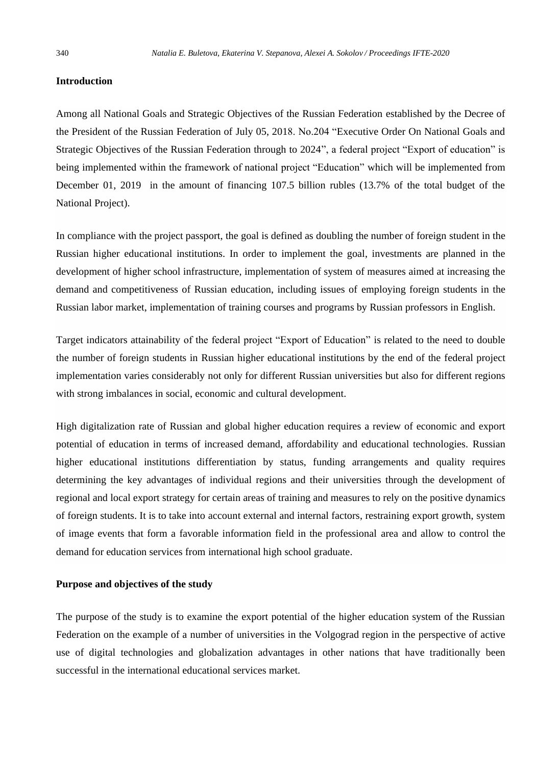## Introduction

Among all National Goals and Strategic Objectives of the Russian Federation established by the Decree of the President of the Russian Federation of July 05, 2018. No.204 "Executive Order On National Goals and Strategic Objectives of the Russian Federation through to 2024", a federal project "Export of education" is being implemented within the framework of national project "Education" which will be implemented from December 01, 2019 in the amount of financing 107.5 billion rubles (13.7% of the total budget of the National Project).

In compliance with the project passport, the goal is defined as doubling the number of foreign student in the Russian higher educational institutions. In order to implement the goal, investments are planned in the development of higher school infrastructure, implementation of system of measures aimed at increasing the demand and competitiveness of Russian education, including issues of employing foreign students in the Russian labor market, implementation of training courses and programs by Russian professors in English.

Target indicators attainability of the federal project "Export of Education" is related to the need to double the number of foreign students in Russian higher educational institutions by the end of the federal project implementation varies considerably not only for different Russian universities but also for different regions with strong imbalances in social, economic and cultural development.

High digitalization rate of Russian and global higher education requires a review of economic and export potential of education in terms of increased demand, affordability and educational technologies. Russian higher educational institutions differentiation by status, funding arrangements and quality requires determining the key advantages of individual regions and their universities through the development of regional and local export strategy for certain areas of training and measures to rely on the positive dynamics of foreign students. It is to take into account external and internal factors, restraining export growth, system of image events that form a favorable information field in the professional area and allow to control the demand for education services from international high school graduate.

## Purpose and objectives of the study

The purpose of the study is to examine the export potential of the higher education system of the Russian Federation on the example of a number of universities in the Volgograd region in the perspective of active use of digital technologies and globalization advantages in other nations that have traditionally been successful in the international educational services market.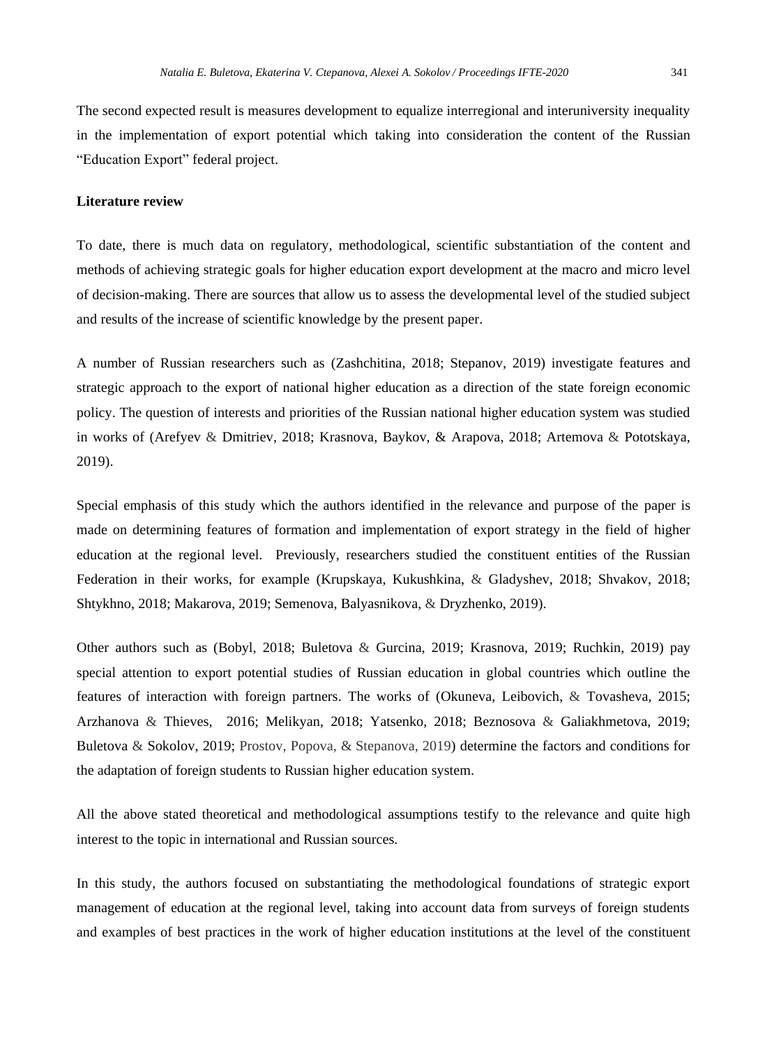The second expected result is measures development to equalize interregional and interuniversity inequality in the implementation of export potential which taking into consideration the content of the Russian "Education Export" federal project.

**Literature review**

To date, there is much data on regulatory, methodological, scientific substantiation of the content and methods of achieving strategic goals for higher education export development at the macro and micro level of decision-making. There are sources that allow us to assess the developmental level of the studied subject and results of the increase of scientific knowledge by the present paper.

A number of Russian researchers such as (Zashchitina, 2018; Stepanov, 2019) investigate features and strategic approach to the export of national higher education as a direction of the state foreign economic policy. The question of interests and priorities of the Russian national higher education system was studied in works of (Arefyev & Dmitriev, 2018; Krasnova, Baykov, & Arapova, 2018; Artemova & Pototskaya, 2019).

Special emphasis of this study which the authors identified in the relevance and purpose of the paper is made on determining features of formation and implementation of export strategy in the field of higher education at the regional level. Previously, researchers studied the constituent entities of the Russian Federation in their works, for example (Krupskaya, Kukushkina, & Gladyshev, 2018; Shvakov, 2018; Shtykhno, 2018; Makarova, 2019; Semenova, Balyasnikova, & Dryzhenko, 2019).

Other authors such as (Bobyl, 2018; Buletova & Gurcina, 2019; Krasnova, 2019; Ruchkin, 2019) pay special attention to export potential studies of Russian education in global countries which outline the features of interaction with foreign partners. The works of (Okuneva, Leibovich, & Tovasheva, 2015; Arzhanova & Thieves, 2016; Melikyan, 2018; Yatsenko, 2018; Beznosova & Galiakhmetova, 2019; Buletova & Sokolov, 2019; Prostov, Popova, & Stepanova, 2019) determine the factors and conditions for the adaptation of foreign students to Russian higher education system.

All the above stated theoretical and methodological assumptions testify to the relevance and quite high interest to the topic in international and Russian sources.

In this study, the authors focused on substantiating the methodological foundations of strategic export management of education at the regional level, taking into account data from surveys of foreign students and examples of best practices in the work of higher education institutions at the level of the constituent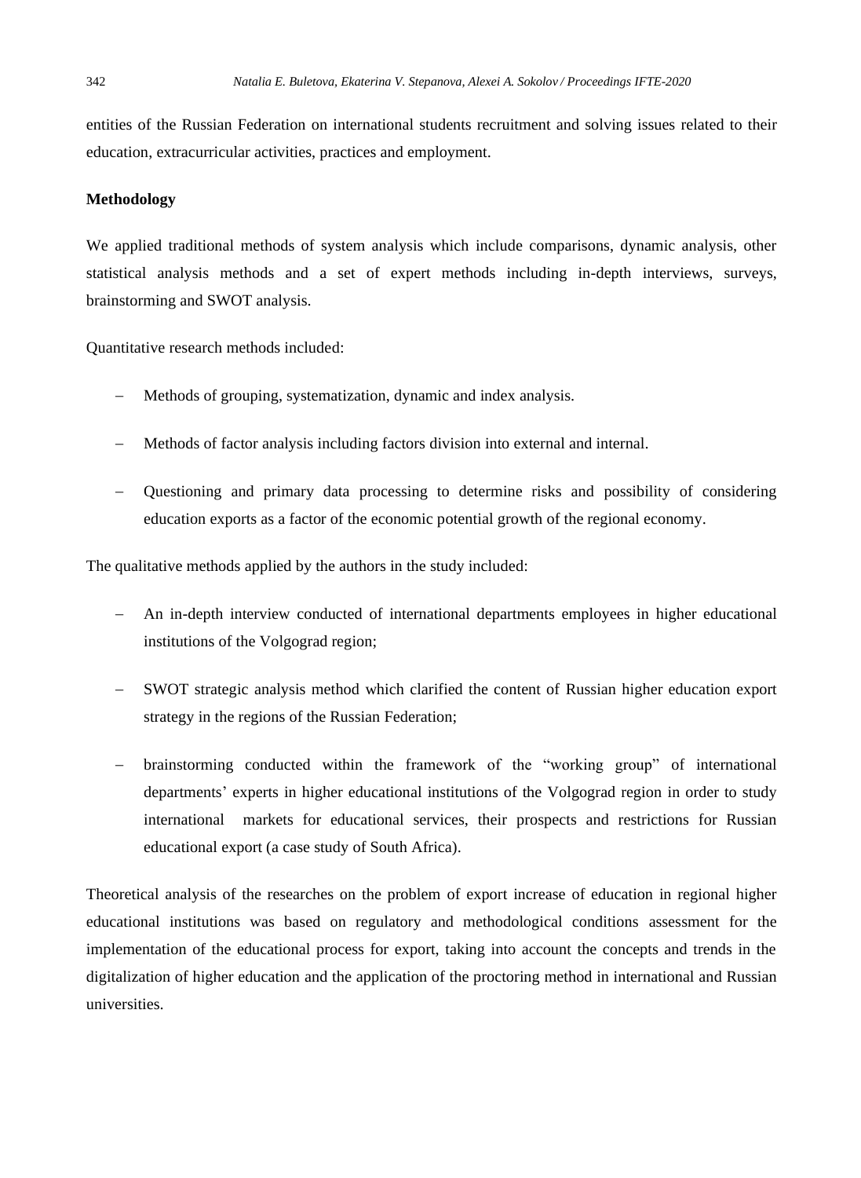entities of the Russian Federation on international students recruitment and solving issues related to their education, extracurricular activities, practices and employment.

**Methodology**

We applied traditional methods of system analysis which include comparisons, dynamic analysis, other statistical analysis methods and a set of expert methods including in-depth interviews, surveys, brainstorming and SWOT analysis.

Quantitative research methods included:

– Methods of grouping, systematization, dynamic and index analysis.
– Methods of factor analysis including factors division into external and internal.
– Questioning and primary data processing to determine risks and possibility of considering education exports as a factor of the economic potential growth of the regional economy.

The qualitative methods applied by the authors in the study included:

– An in-depth interview conducted of international departments employees in higher educational institutions of the Volgograd region;
– SWOT strategic analysis method which clarified the content of Russian higher education export strategy in the regions of the Russian Federation;
– brainstorming conducted within the framework of the "working group" of international departments' experts in higher educational institutions of the Volgograd region in order to study international markets for educational services, their prospects and restrictions for Russian educational export (a case study of South Africa).

Theoretical analysis of the researches on the problem of export increase of education in regional higher educational institutions was based on regulatory and methodological conditions assessment for the implementation of the educational process for export, taking into account the concepts and trends in the digitalization of higher education and the application of the proctoring method in international and Russian universities.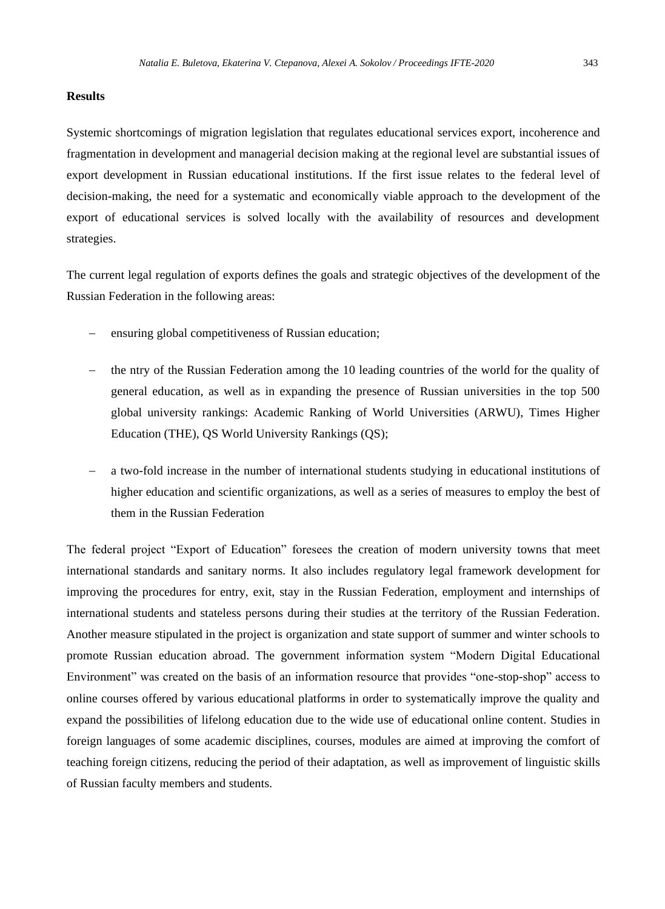**Results**

Systemic shortcomings of migration legislation that regulates educational services export, incoherence and fragmentation in development and managerial decision making at the regional level are substantial issues of export development in Russian educational institutions. If the first issue relates to the federal level of decision-making, the need for a systematic and economically viable approach to the development of the export of educational services is solved locally with the availability of resources and development strategies.

The current legal regulation of exports defines the goals and strategic objectives of the development of the Russian Federation in the following areas:

- ensuring global competitiveness of Russian education;
- the ntry of the Russian Federation among the 10 leading countries of the world for the quality of general education, as well as in expanding the presence of Russian universities in the top 500 global university rankings: Academic Ranking of World Universities (ARWU), Times Higher Education (THE), QS World University Rankings (QS);
- a two-fold increase in the number of international students studying in educational institutions of higher education and scientific organizations, as well as a series of measures to employ the best of them in the Russian Federation

The federal project “Export of Education” foresees the creation of modern university towns that meet international standards and sanitary norms. It also includes regulatory legal framework development for improving the procedures for entry, exit, stay in the Russian Federation, employment and internships of international students and stateless persons during their studies at the territory of the Russian Federation. Another measure stipulated in the project is organization and state support of summer and winter schools to promote Russian education abroad. The government information system “Modern Digital Educational Environment” was created on the basis of an information resource that provides “one-stop-shop” access to online courses offered by various educational platforms in order to systematically improve the quality and expand the possibilities of lifelong education due to the wide use of educational online content. Studies in foreign languages of some academic disciplines, courses, modules are aimed at improving the comfort of teaching foreign citizens, reducing the period of their adaptation, as well as improvement of linguistic skills of Russian faculty members and students.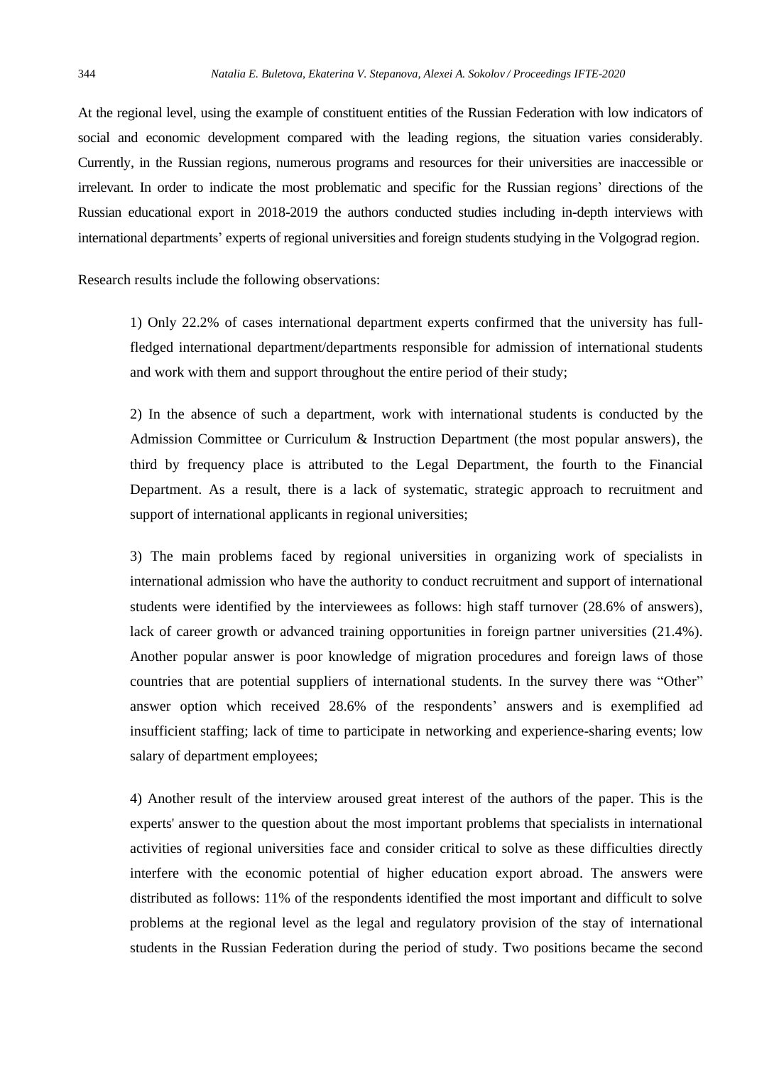At the regional level, using the example of constituent entities of the Russian Federation with low indicators of social and economic development compared with the leading regions, the situation varies considerably. Currently, in the Russian regions, numerous programs and resources for their universities are inaccessible or irrelevant. In order to indicate the most problematic and specific for the Russian regions' directions of the Russian educational export in 2018-2019 the authors conducted studies including in-depth interviews with international departments' experts of regional universities and foreign students studying in the Volgograd region.

Research results include the following observations:

1) Only 22.2% of cases international department experts confirmed that the university has full-fledged international department/departments responsible for admission of international students and work with them and support throughout the entire period of their study;

2) In the absence of such a department, work with international students is conducted by the Admission Committee or Curriculum & Instruction Department (the most popular answers), the third by frequency place is attributed to the Legal Department, the fourth to the Financial Department. As a result, there is a lack of systematic, strategic approach to recruitment and support of international applicants in regional universities;

3) The main problems faced by regional universities in organizing work of specialists in international admission who have the authority to conduct recruitment and support of international students were identified by the interviewees as follows: high staff turnover (28.6% of answers), lack of career growth or advanced training opportunities in foreign partner universities (21.4%). Another popular answer is poor knowledge of migration procedures and foreign laws of those countries that are potential suppliers of international students. In the survey there was "Other" answer option which received 28.6% of the respondents' answers and is exemplified ad insufficient staffing; lack of time to participate in networking and experience-sharing events; low salary of department employees;

4) Another result of the interview aroused great interest of the authors of the paper. This is the experts' answer to the question about the most important problems that specialists in international activities of regional universities face and consider critical to solve as these difficulties directly interfere with the economic potential of higher education export abroad. The answers were distributed as follows: 11% of the respondents identified the most important and difficult to solve problems at the regional level as the legal and regulatory provision of the stay of international students in the Russian Federation during the period of study. Two positions became the second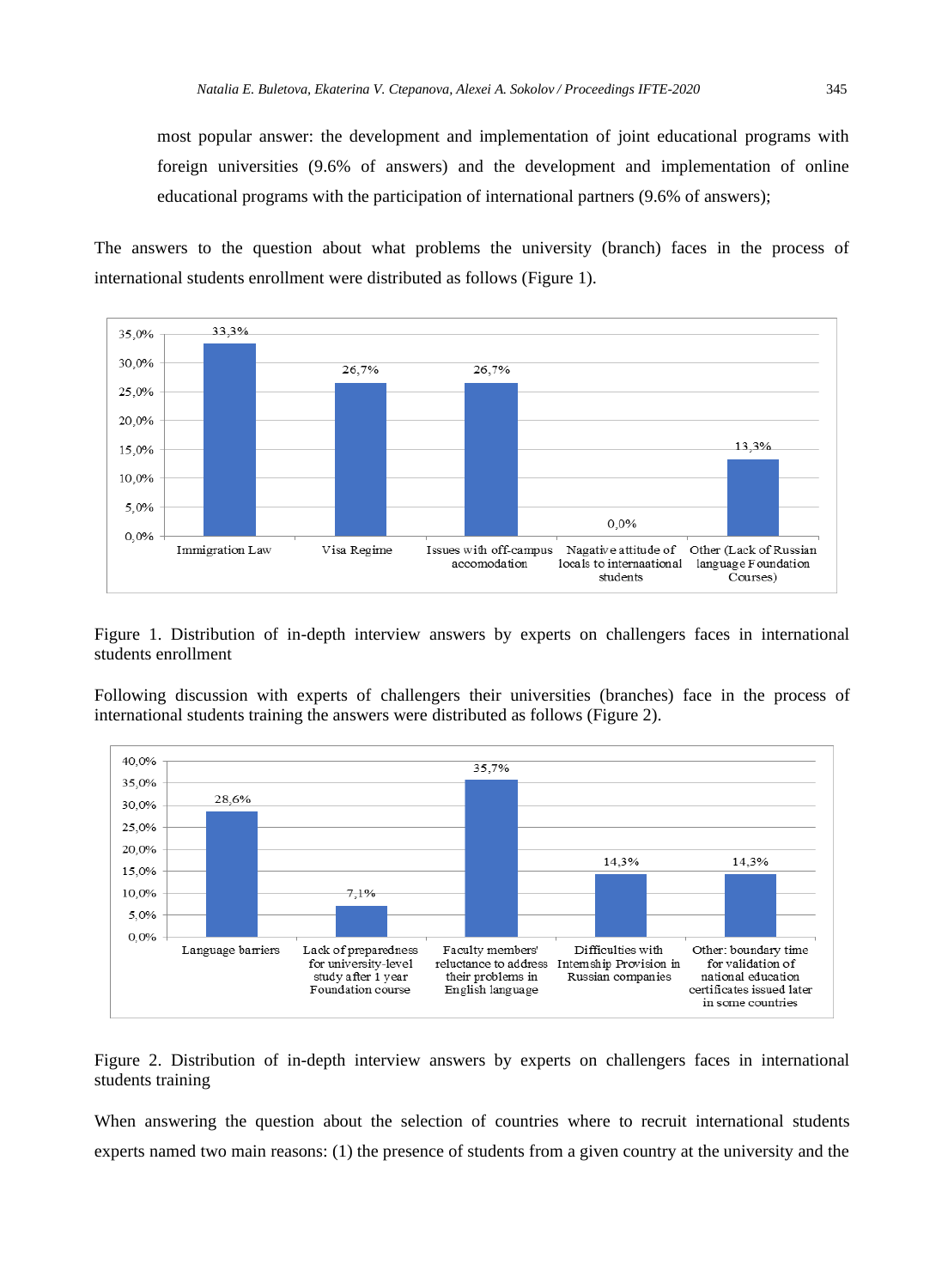most popular answer: the development and implementation of joint educational programs with foreign universities (9.6% of answers) and the development and implementation of online educational programs with the participation of international partners (9.6% of answers);

The answers to the question about what problems the university (branch) faces in the process of international students enrollment were distributed as follows (Figure 1).

Figure 1. Distribution of in-depth interview answers by experts on challengers faces in international students enrollment

Following discussion with experts of challengers their universities (branches) face in the process of international students training the answers were distributed as follows (Figure 2).

Figure 2. Distribution of in-depth interview answers by experts on challengers faces in international students training

When answering the question about the selection of countries where to recruit international students experts named two main reasons: (1) the presence of students from a given country at the university and the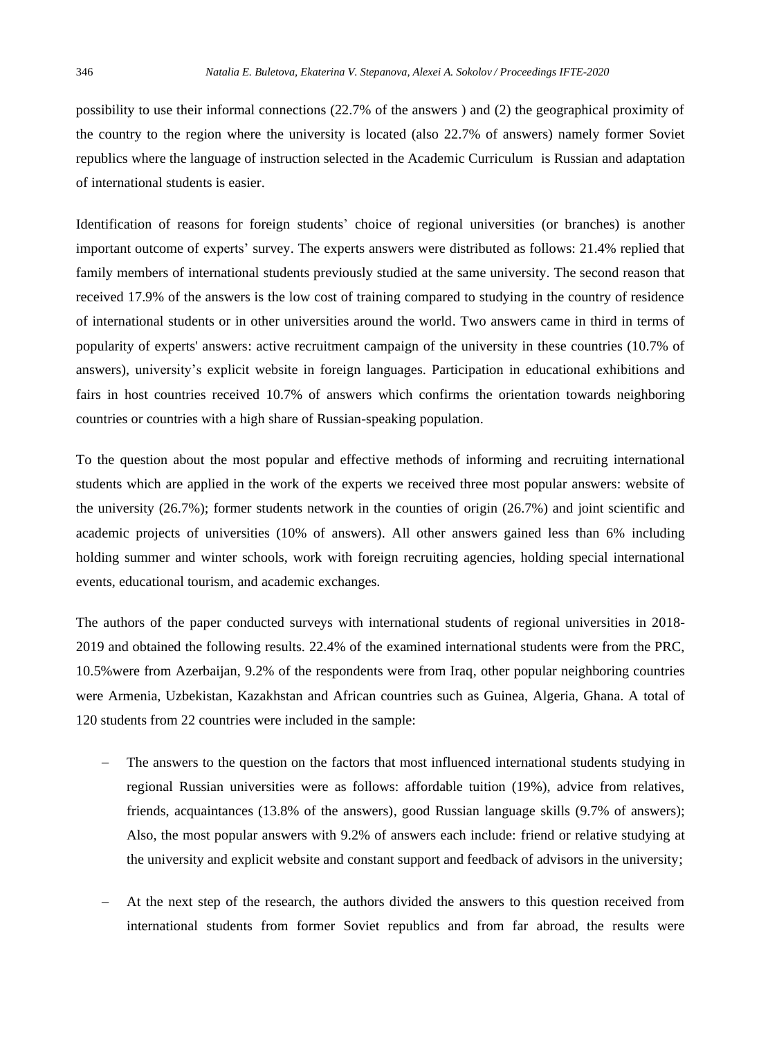possibility to use their informal connections (22.7% of the answers ) and (2) the geographical proximity of the country to the region where the university is located (also 22.7% of answers) namely former Soviet republics where the language of instruction selected in the Academic Curriculum is Russian and adaptation of international students is easier.

Identification of reasons for foreign students' choice of regional universities (or branches) is another important outcome of experts' survey. The experts answers were distributed as follows: 21.4% replied that family members of international students previously studied at the same university. The second reason that received 17.9% of the answers is the low cost of training compared to studying in the country of residence of international students or in other universities around the world. Two answers came in third in terms of popularity of experts' answers: active recruitment campaign of the university in these countries (10.7% of answers), university's explicit website in foreign languages. Participation in educational exhibitions and fairs in host countries received 10.7% of answers which confirms the orientation towards neighboring countries or countries with a high share of Russian-speaking population.

To the question about the most popular and effective methods of informing and recruiting international students which are applied in the work of the experts we received three most popular answers: website of the university (26.7%); former students network in the counties of origin (26.7%) and joint scientific and academic projects of universities (10% of answers). All other answers gained less than 6% including holding summer and winter schools, work with foreign recruiting agencies, holding special international events, educational tourism, and academic exchanges.

The authors of the paper conducted surveys with international students of regional universities in 2018-2019 and obtained the following results. 22.4% of the examined international students were from the PRC, 10.5%were from Azerbaijan, 9.2% of the respondents were from Iraq, other popular neighboring countries were Armenia, Uzbekistan, Kazakhstan and African countries such as Guinea, Algeria, Ghana. A total of 120 students from 22 countries were included in the sample:

- The answers to the question on the factors that most influenced international students studying in regional Russian universities were as follows: affordable tuition (19%), advice from relatives, friends, acquaintances (13.8% of the answers), good Russian language skills (9.7% of answers); Also, the most popular answers with 9.2% of answers each include: friend or relative studying at the university and explicit website and constant support and feedback of advisors in the university;
- At the next step of the research, the authors divided the answers to this question received from international students from former Soviet republics and from far abroad, the results were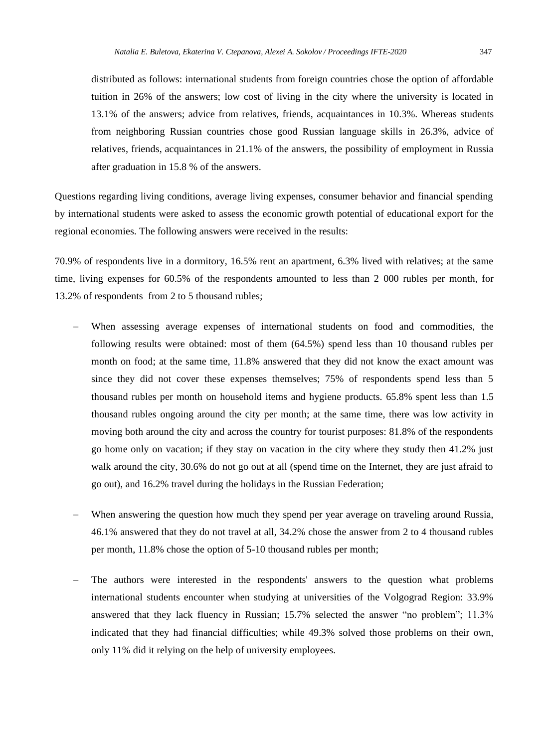distributed as follows: international students from foreign countries chose the option of affordable tuition in 26% of the answers; low cost of living in the city where the university is located in 13.1% of the answers; advice from relatives, friends, acquaintances in 10.3%. Whereas students from neighboring Russian countries chose good Russian language skills in 26.3%, advice of relatives, friends, acquaintances in 21.1% of the answers, the possibility of employment in Russia after graduation in 15.8 % of the answers.

Questions regarding living conditions, average living expenses, consumer behavior and financial spending by international students were asked to assess the economic growth potential of educational export for the regional economies. The following answers were received in the results:

70.9% of respondents live in a dormitory, 16.5% rent an apartment, 6.3% lived with relatives; at the same time, living expenses for 60.5% of the respondents amounted to less than 2 000 rubles per month, for 13.2% of respondents from 2 to 5 thousand rubles;

- When assessing average expenses of international students on food and commodities, the following results were obtained: most of them (64.5%) spend less than 10 thousand rubles per month on food; at the same time, 11.8% answered that they did not know the exact amount was since they did not cover these expenses themselves; 75% of respondents spend less than 5 thousand rubles per month on household items and hygiene products. 65.8% spent less than 1.5 thousand rubles ongoing around the city per month; at the same time, there was low activity in moving both around the city and across the country for tourist purposes: 81.8% of the respondents go home only on vacation; if they stay on vacation in the city where they study then 41.2% just walk around the city, 30.6% do not go out at all (spend time on the Internet, they are just afraid to go out), and 16.2% travel during the holidays in the Russian Federation;

- When answering the question how much they spend per year average on traveling around Russia, 46.1% answered that they do not travel at all, 34.2% chose the answer from 2 to 4 thousand rubles per month, 11.8% chose the option of 5-10 thousand rubles per month;

- The authors were interested in the respondents' answers to the question what problems international students encounter when studying at universities of the Volgograd Region: 33.9% answered that they lack fluency in Russian; 15.7% selected the answer "no problem"; 11.3% indicated that they had financial difficulties; while 49.3% solved those problems on their own, only 11% did it relying on the help of university employees.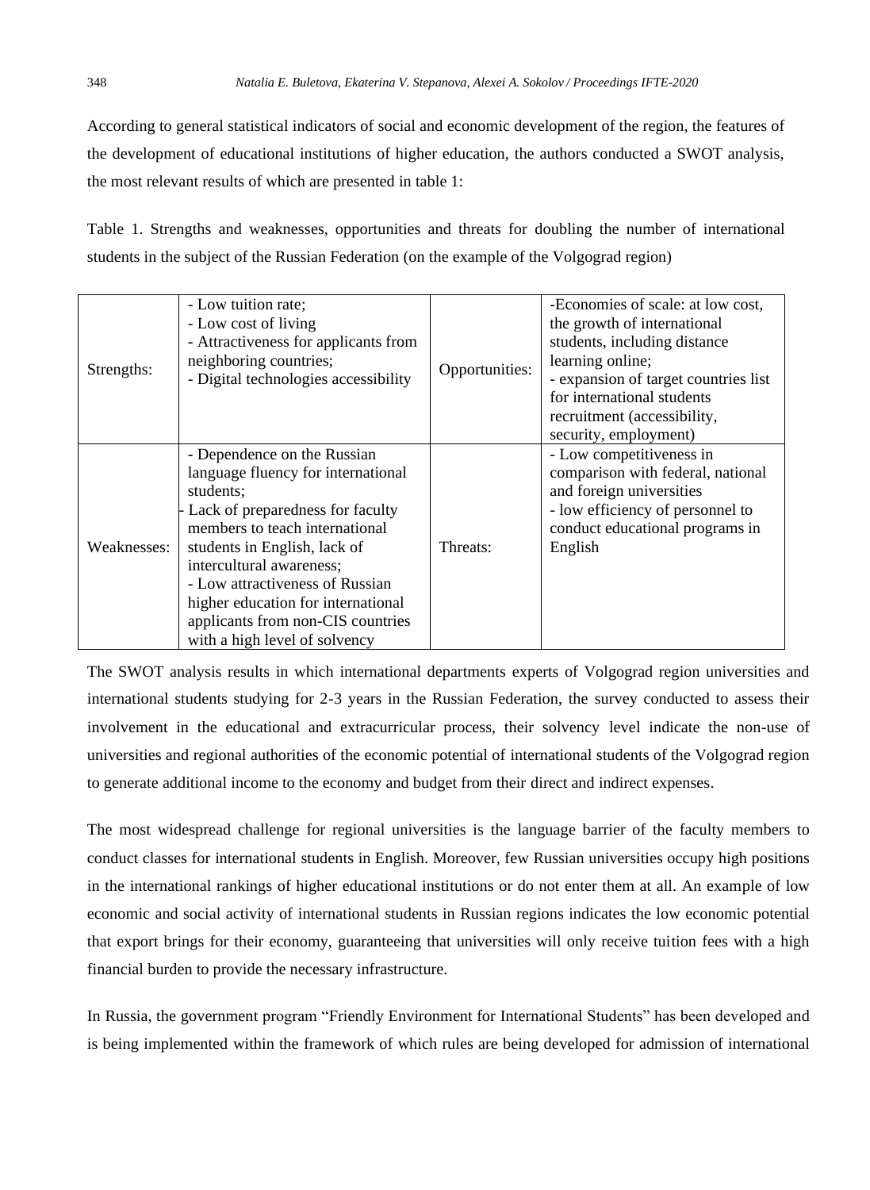According to general statistical indicators of social and economic development of the region, the features of the development of educational institutions of higher education, the authors conducted a SWOT analysis, the most relevant results of which are presented in table 1:

Table 1. Strengths and weaknesses, opportunities and threats for doubling the number of international students in the subject of the Russian Federation (on the example of the Volgograd region)

| | | | |
|---|---|---|---|
| Strengths: | - Low tuition rate;<br>- Low cost of living<br>- Attractiveness for applicants from neighboring countries;<br>- Digital technologies accessibility | Opportunities: | -Economies of scale: at low cost, the growth of international students, including distance learning online;<br>- expansion of target countries list for international students recruitment (accessibility, security, employment) |
| Weaknesses: | - Dependence on the Russian language fluency for international students;<br>- Lack of preparedness for faculty members to teach international students in English, lack of intercultural awareness;<br>- Low attractiveness of Russian higher education for international applicants from non-CIS countries with a high level of solvency | Threats: | - Low competitiveness in comparison with federal, national and foreign universities<br>- low efficiency of personnel to conduct educational programs in English |

The SWOT analysis results in which international departments experts of Volgograd region universities and international students studying for 2-3 years in the Russian Federation, the survey conducted to assess their involvement in the educational and extracurricular process, their solvency level indicate the non-use of universities and regional authorities of the economic potential of international students of the Volgograd region to generate additional income to the economy and budget from their direct and indirect expenses.

The most widespread challenge for regional universities is the language barrier of the faculty members to conduct classes for international students in English. Moreover, few Russian universities occupy high positions in the international rankings of higher educational institutions or do not enter them at all. An example of low economic and social activity of international students in Russian regions indicates the low economic potential that export brings for their economy, guaranteeing that universities will only receive tuition fees with a high financial burden to provide the necessary infrastructure.

In Russia, the government program "Friendly Environment for International Students" has been developed and is being implemented within the framework of which rules are being developed for admission of international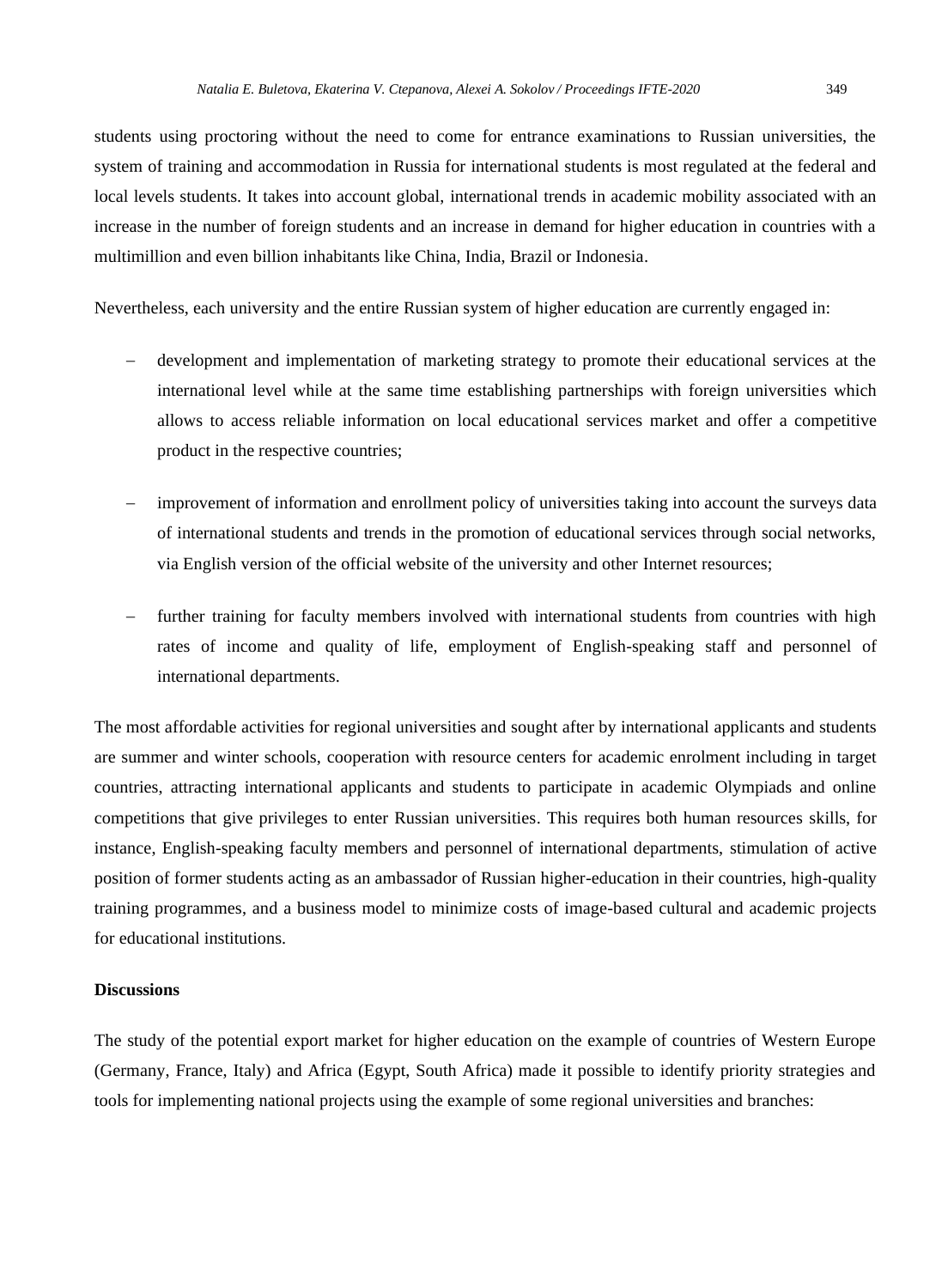students using proctoring without the need to come for entrance examinations to Russian universities, the system of training and accommodation in Russia for international students is most regulated at the federal and local levels students. It takes into account global, international trends in academic mobility associated with an increase in the number of foreign students and an increase in demand for higher education in countries with a multimillion and even billion inhabitants like China, India, Brazil or Indonesia.

Nevertheless, each university and the entire Russian system of higher education are currently engaged in:

- development and implementation of marketing strategy to promote their educational services at the international level while at the same time establishing partnerships with foreign universities which allows to access reliable information on local educational services market and offer a competitive product in the respective countries;
- improvement of information and enrollment policy of universities taking into account the surveys data of international students and trends in the promotion of educational services through social networks, via English version of the official website of the university and other Internet resources;
- further training for faculty members involved with international students from countries with high rates of income and quality of life, employment of English-speaking staff and personnel of international departments.

The most affordable activities for regional universities and sought after by international applicants and students are summer and winter schools, cooperation with resource centers for academic enrolment including in target countries, attracting international applicants and students to participate in academic Olympiads and online competitions that give privileges to enter Russian universities. This requires both human resources skills, for instance, English-speaking faculty members and personnel of international departments, stimulation of active position of former students acting as an ambassador of Russian higher-education in their countries, high-quality training programmes, and a business model to minimize costs of image-based cultural and academic projects for educational institutions.

**Discussions**

The study of the potential export market for higher education on the example of countries of Western Europe (Germany, France, Italy) and Africa (Egypt, South Africa) made it possible to identify priority strategies and tools for implementing national projects using the example of some regional universities and branches: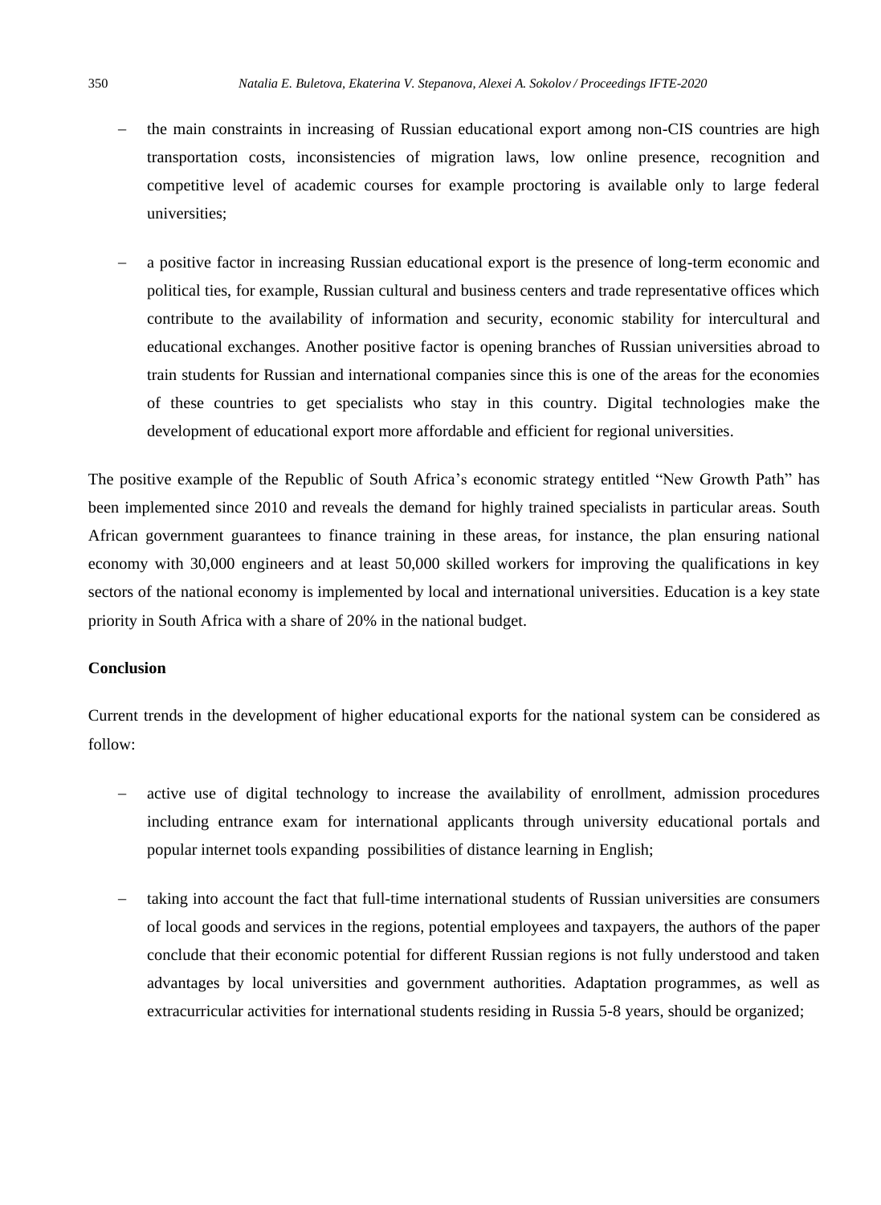- the main constraints in increasing of Russian educational export among non-CIS countries are high transportation costs, inconsistencies of migration laws, low online presence, recognition and competitive level of academic courses for example proctoring is available only to large federal universities;

- a positive factor in increasing Russian educational export is the presence of long-term economic and political ties, for example, Russian cultural and business centers and trade representative offices which contribute to the availability of information and security, economic stability for intercultural and educational exchanges. Another positive factor is opening branches of Russian universities abroad to train students for Russian and international companies since this is one of the areas for the economies of these countries to get specialists who stay in this country. Digital technologies make the development of educational export more affordable and efficient for regional universities.

The positive example of the Republic of South Africa's economic strategy entitled "New Growth Path" has been implemented since 2010 and reveals the demand for highly trained specialists in particular areas. South African government guarantees to finance training in these areas, for instance, the plan ensuring national economy with 30,000 engineers and at least 50,000 skilled workers for improving the qualifications in key sectors of the national economy is implemented by local and international universities. Education is a key state priority in South Africa with a share of 20% in the national budget.

**Conclusion**

Current trends in the development of higher educational exports for the national system can be considered as follow:

- active use of digital technology to increase the availability of enrollment, admission procedures including entrance exam for international applicants through university educational portals and popular internet tools expanding possibilities of distance learning in English;

- taking into account the fact that full-time international students of Russian universities are consumers of local goods and services in the regions, potential employees and taxpayers, the authors of the paper conclude that their economic potential for different Russian regions is not fully understood and taken advantages by local universities and government authorities. Adaptation programmes, as well as extracurricular activities for international students residing in Russia 5-8 years, should be organized;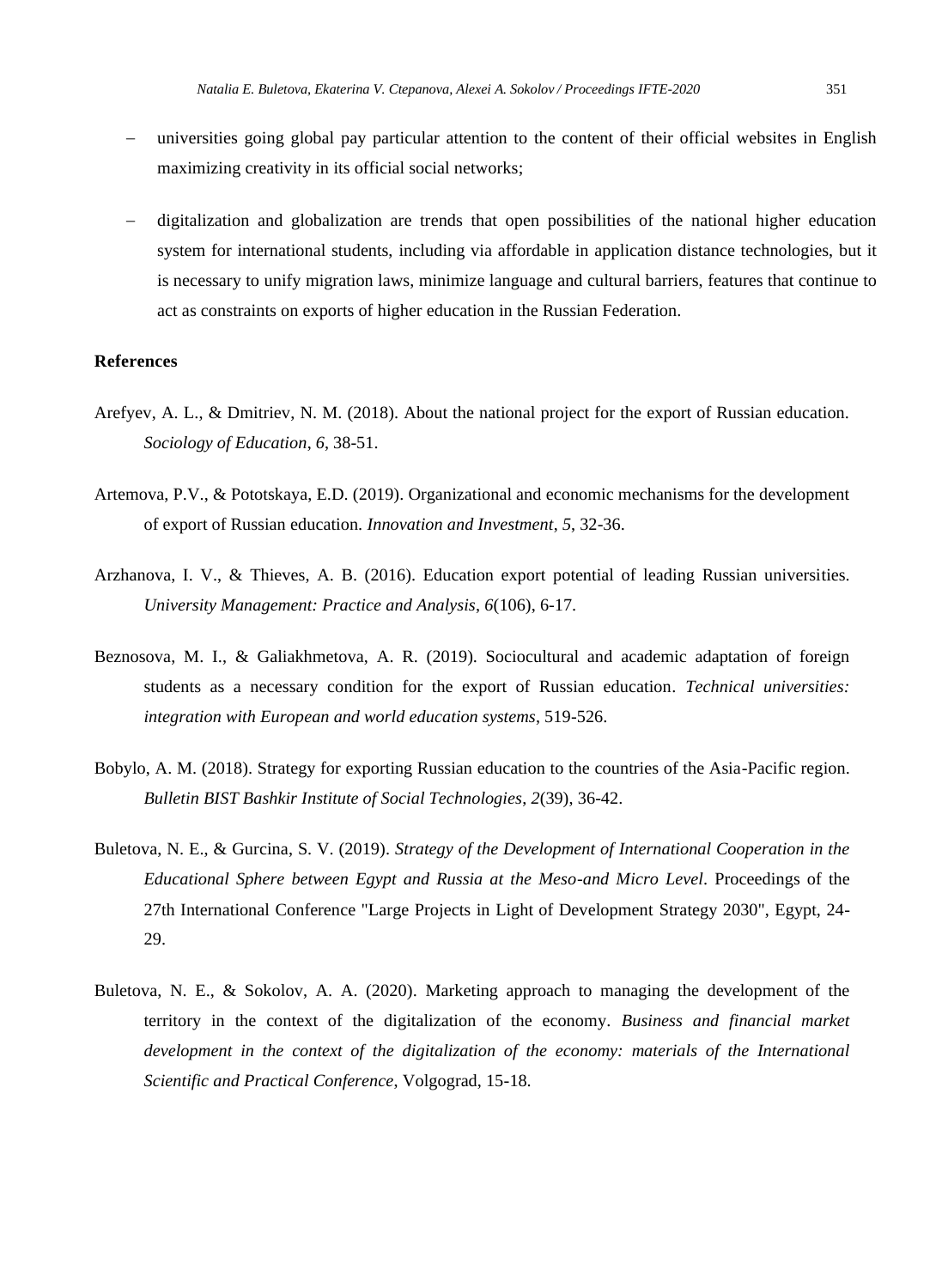- universities going global pay particular attention to the content of their official websites in English maximizing creativity in its official social networks;

- digitalization and globalization are trends that open possibilities of the national higher education system for international students, including via affordable in application distance technologies, but it is necessary to unify migration laws, minimize language and cultural barriers, features that continue to act as constraints on exports of higher education in the Russian Federation.

## References

Arefyev, A. L., & Dmitriev, N. M. (2018). About the national project for the export of Russian education. *Sociology of Education*, *6*, 38-51.

Artemova, P.V., & Pototskaya, E.D. (2019). Organizational and economic mechanisms for the development of export of Russian education. *Innovation and Investment*, *5*, 32-36.

Arzhanova, I. V., & Thieves, A. B. (2016). Education export potential of leading Russian universities. *University Management: Practice and Analysis*, *6*(106), 6-17.

Beznosova, M. I., & Galiakhmetova, A. R. (2019). Sociocultural and academic adaptation of foreign students as a necessary condition for the export of Russian education. *Technical universities: integration with European and world education systems*, 519-526.

Bobylo, A. M. (2018). Strategy for exporting Russian education to the countries of the Asia-Pacific region. *Bulletin BIST Bashkir Institute of Social Technologies*, *2*(39), 36-42.

Buletova, N. E., & Gurcina, S. V. (2019). *Strategy of the Development of International Cooperation in the Educational Sphere between Egypt and Russia at the Meso-and Micro Level*. Proceedings of the 27th International Conference "Large Projects in Light of Development Strategy 2030", Egypt, 24-29.

Buletova, N. E., & Sokolov, A. A. (2020). Marketing approach to managing the development of the territory in the context of the digitalization of the economy. *Business and financial market development in the context of the digitalization of the economy: materials of the International Scientific and Practical Conference*, Volgograd, 15-18.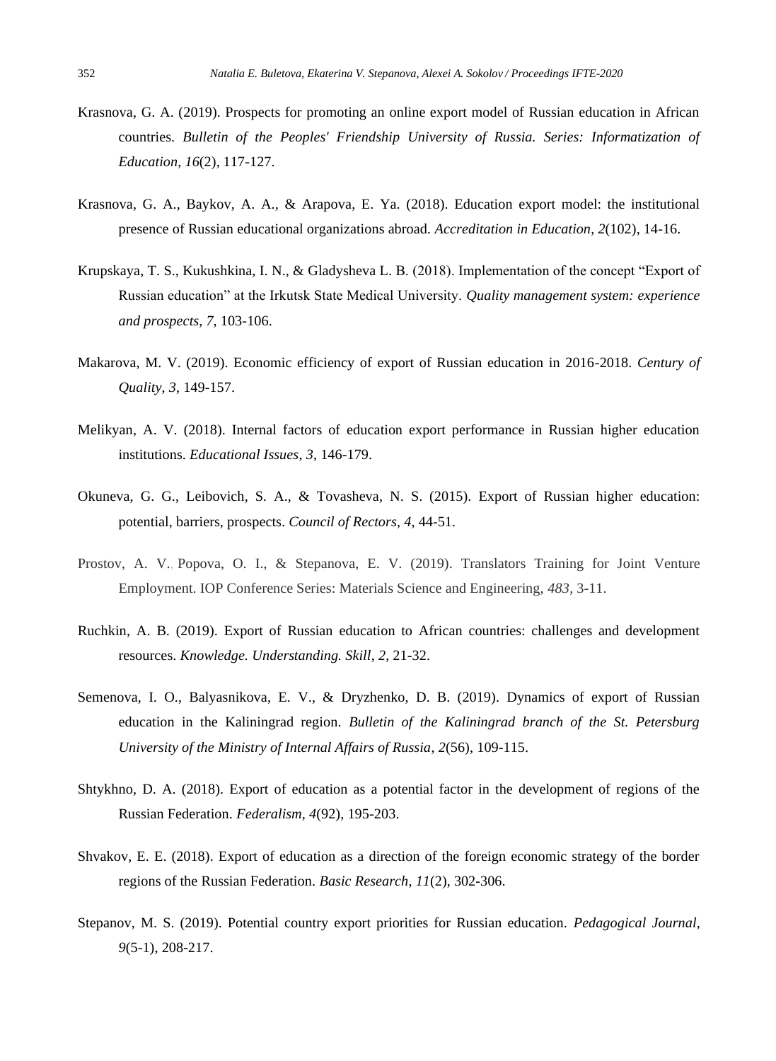Krasnova, G. A. (2019). Prospects for promoting an online export model of Russian education in African countries. *Bulletin of the Peoples' Friendship University of Russia. Series: Informatization of Education*, *16*(2), 117-127.

Krasnova, G. A., Baykov, A. A., & Arapova, E. Ya. (2018). Education export model: the institutional presence of Russian educational organizations abroad. *Accreditation in Education*, *2*(102), 14-16.

Krupskaya, T. S., Kukushkina, I. N., & Gladysheva L. B. (2018). Implementation of the concept "Export of Russian education" at the Irkutsk State Medical University. *Quality management system: experience and prospects*, *7*, 103-106.

Makarova, M. V. (2019). Economic efficiency of export of Russian education in 2016-2018. *Century of Quality*, *3*, 149-157.

Melikyan, A. V. (2018). Internal factors of education export performance in Russian higher education institutions. *Educational Issues*, *3*, 146-179.

Okuneva, G. G., Leibovich, S. A., & Tovasheva, N. S. (2015). Export of Russian higher education: potential, barriers, prospects. *Council of Rectors*, *4*, 44-51.

Prostov, A. V., Popova, O. I., & Stepanova, E. V. (2019). Translators Training for Joint Venture Employment. IOP Conference Series: Materials Science and Engineering, *483*, 3-11.

Ruchkin, A. B. (2019). Export of Russian education to African countries: challenges and development resources. *Knowledge. Understanding. Skill*, *2*, 21-32.

Semenova, I. O., Balyasnikova, E. V., & Dryzhenko, D. B. (2019). Dynamics of export of Russian education in the Kaliningrad region. *Bulletin of the Kaliningrad branch of the St. Petersburg University of the Ministry of Internal Affairs of Russia*, *2*(56), 109-115.

Shtykhno, D. A. (2018). Export of education as a potential factor in the development of regions of the Russian Federation. *Federalism*, *4*(92), 195-203.

Shvakov, E. E. (2018). Export of education as a direction of the foreign economic strategy of the border regions of the Russian Federation. *Basic Research*, *11*(2), 302-306.

Stepanov, M. S. (2019). Potential country export priorities for Russian education. *Pedagogical Journal*, *9*(5-1), 208-217.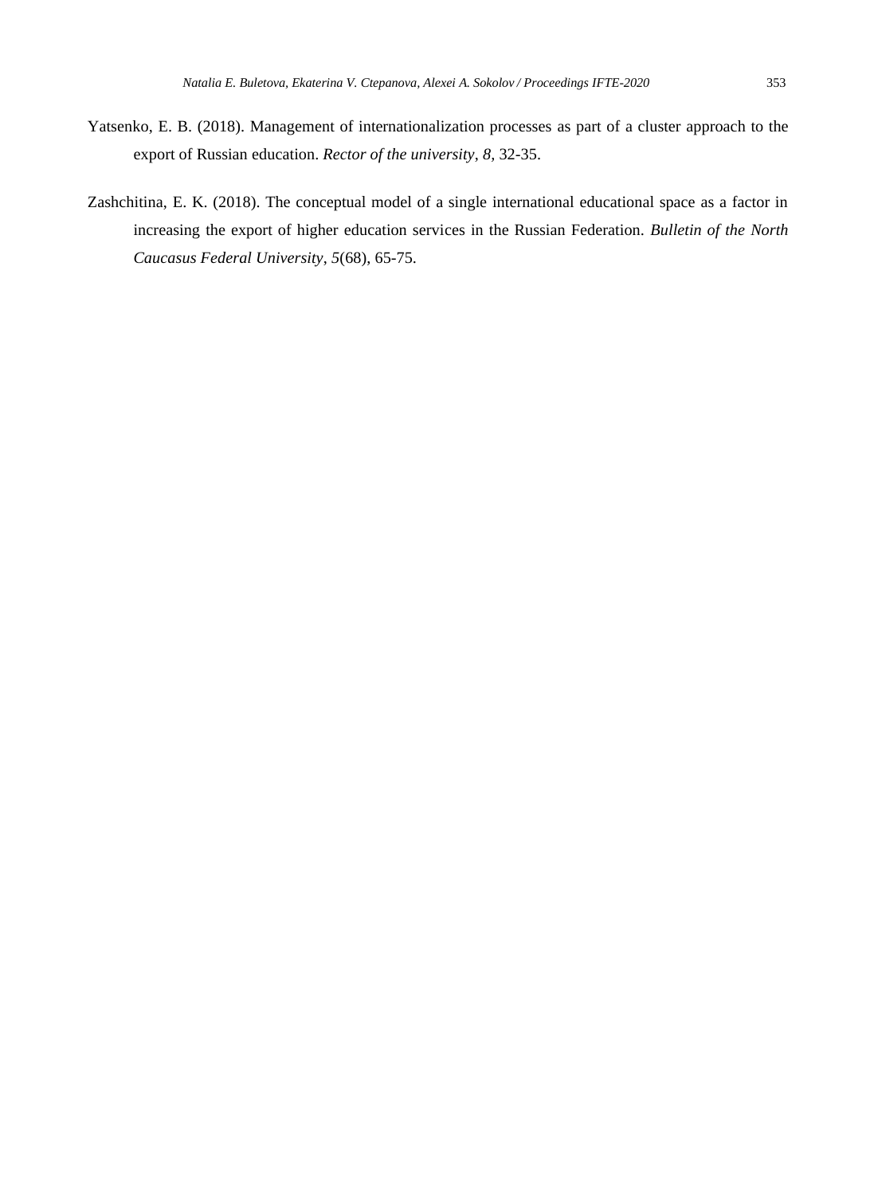Yatsenko, E. B. (2018). Management of internationalization processes as part of a cluster approach to the export of Russian education. *Rector of the university*, *8,* 32-35.

Zashchitina, E. K. (2018). The conceptual model of a single international educational space as a factor in increasing the export of higher education services in the Russian Federation. *Bulletin of the North Caucasus Federal University*, *5*(68), 65-75.